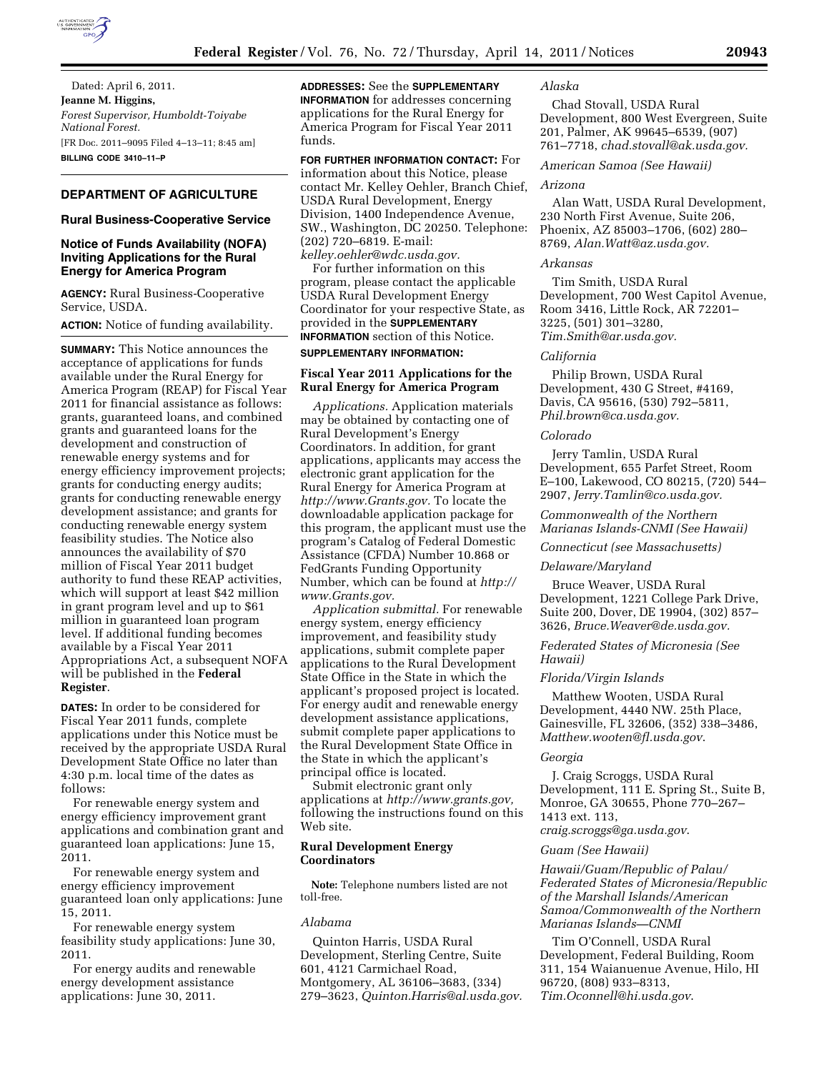Dated: April 6, 2011.

**Jeanne M. Higgins,**

*Forest Supervisor, Humboldt-Toiyabe National Forest.*

[FR Doc. 2011–9095 Filed 4–13–11; 8:45 am]

**BILLING CODE 3410–11–P**

## DEPARTMENT OF AGRICULTURE

### Rural Business-Cooperative Service

### Notice of Funds Availability (NOFA) Inviting Applications for the Rural Energy for America Program

**AGENCY:** Rural Business-Cooperative Service, USDA.

**ACTION:** Notice of funding availability.

**SUMMARY:** This Notice announces the acceptance of applications for funds available under the Rural Energy for America Program (REAP) for Fiscal Year 2011 for financial assistance as follows: grants, guaranteed loans, and combined grants and guaranteed loans for the development and construction of renewable energy systems and for energy efficiency improvement projects; grants for conducting energy audits; grants for conducting renewable energy development assistance; and grants for conducting renewable energy system feasibility studies. The Notice also announces the availability of $70 million of Fiscal Year 2011 budget authority to fund these REAP activities, which will support at least $42 million in grant program level and up to $61 million in guaranteed loan program level. If additional funding becomes available by a Fiscal Year 2011 Appropriations Act, a subsequent NOFA will be published in the **Federal Register**.

**DATES:** In order to be considered for Fiscal Year 2011 funds, complete applications under this Notice must be received by the appropriate USDA Rural Development State Office no later than 4:30 p.m. local time of the dates as follows:

For renewable energy system and energy efficiency improvement grant applications and combination grant and guaranteed loan applications: June 15, 2011.

For renewable energy system and energy efficiency improvement guaranteed loan only applications: June 15, 2011.

For renewable energy system feasibility study applications: June 30, 2011.

For energy audits and renewable energy development assistance applications: June 30, 2011.

**ADDRESSES:** See the **SUPPLEMENTARY INFORMATION** for addresses concerning applications for the Rural Energy for America Program for Fiscal Year 2011 funds.

**FOR FURTHER INFORMATION CONTACT:** For information about this Notice, please contact Mr. Kelley Oehler, Branch Chief, USDA Rural Development, Energy Division, 1400 Independence Avenue, SW., Washington, DC 20250. Telephone: (202) 720–6819. E-mail: *kelley.oehler@wdc.usda.gov.*

For further information on this program, please contact the applicable USDA Rural Development Energy Coordinator for your respective State, as provided in the **SUPPLEMENTARY INFORMATION** section of this Notice.

**SUPPLEMENTARY INFORMATION:**

### Fiscal Year 2011 Applications for the Rural Energy for America Program

*Applications.* Application materials may be obtained by contacting one of Rural Development's Energy Coordinators. In addition, for grant applications, applicants may access the electronic grant application for the Rural Energy for America Program at *http://www.Grants.gov.* To locate the downloadable application package for this program, the applicant must use the program's Catalog of Federal Domestic Assistance (CFDA) Number 10.868 or FedGrants Funding Opportunity Number, which can be found at *http://www.Grants.gov.*

*Application submittal.* For renewable energy system, energy efficiency improvement, and feasibility study applications, submit complete paper applications to the Rural Development State Office in the State in which the applicant's proposed project is located. For energy audit and renewable energy development assistance applications, submit complete paper applications to the Rural Development State Office in the State in which the applicant's principal office is located.

Submit electronic grant only applications at *http://www.grants.gov,* following the instructions found on this Web site.

### Rural Development Energy Coordinators

**Note:** Telephone numbers listed are not toll-free.

*Alabama*

Quinton Harris, USDA Rural Development, Sterling Centre, Suite 601, 4121 Carmichael Road, Montgomery, AL 36106–3683, (334) 279–3623, *Quinton.Harris@al.usda.gov.*

*Alaska*

Chad Stovall, USDA Rural Development, 800 West Evergreen, Suite 201, Palmer, AK 99645–6539, (907) 761–7718, *chad.stovall@ak.usda.gov.*

*American Samoa (See Hawaii)*

*Arizona*

Alan Watt, USDA Rural Development, 230 North First Avenue, Suite 206, Phoenix, AZ 85003–1706, (602) 280–8769, *Alan.Watt@az.usda.gov.*

*Arkansas*

Tim Smith, USDA Rural Development, 700 West Capitol Avenue, Room 3416, Little Rock, AR 72201–3225, (501) 301–3280, *Tim.Smith@ar.usda.gov.*

*California*

Philip Brown, USDA Rural Development, 430 G Street, #4169, Davis, CA 95616, (530) 792–5811, *Phil.brown@ca.usda.gov.*

*Colorado*

Jerry Tamlin, USDA Rural Development, 655 Parfet Street, Room E–100, Lakewood, CO 80215, (720) 544–2907, *Jerry.Tamlin@co.usda.gov.*

*Commonwealth of the Northern Marianas Islands-CNMI (See Hawaii)*

*Connecticut (see Massachusetts)*

*Delaware/Maryland*

Bruce Weaver, USDA Rural Development, 1221 College Park Drive, Suite 200, Dover, DE 19904, (302) 857–3626, *Bruce.Weaver@de.usda.gov.*

*Federated States of Micronesia (See Hawaii)*

*Florida/Virgin Islands*

Matthew Wooten, USDA Rural Development, 4440 NW. 25th Place, Gainesville, FL 32606, (352) 338–3486, *Matthew.wooten@fl.usda.gov*.

*Georgia*

J. Craig Scroggs, USDA Rural Development, 111 E. Spring St., Suite B, Monroe, GA 30655, Phone 770–267–1413 ext. 113, *craig.scroggs@ga.usda.gov*.

*Guam (See Hawaii)*

*Hawaii/Guam/Republic of Palau/Federated States of Micronesia/Republic of the Marshall Islands/American Samoa/Commonwealth of the Northern Marianas Islands—CNMI*

Tim O'Connell, USDA Rural Development, Federal Building, Room 311, 154 Waianuenue Avenue, Hilo, HI 96720, (808) 933–8313, *Tim.Oconnell@hi.usda.gov*.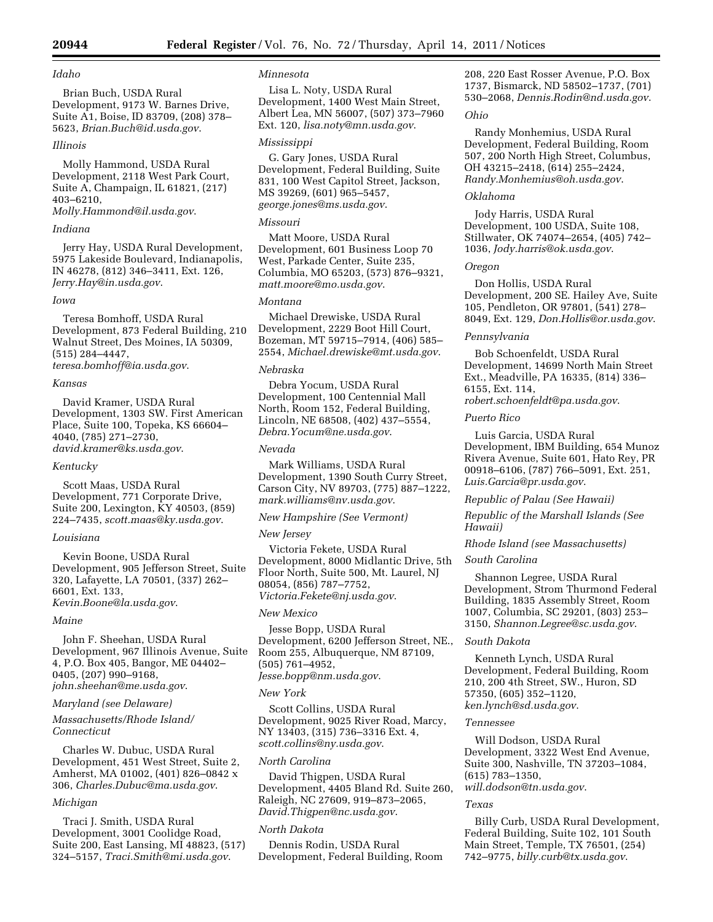*Idaho*

Brian Buch, USDA Rural Development, 9173 W. Barnes Drive, Suite A1, Boise, ID 83709, (208) 378–5623, *Brian.Buch@id.usda.gov*.

*Illinois*

Molly Hammond, USDA Rural Development, 2118 West Park Court, Suite A, Champaign, IL 61821, (217) 403–6210, *Molly.Hammond@il.usda.gov*.

*Indiana*

Jerry Hay, USDA Rural Development, 5975 Lakeside Boulevard, Indianapolis, IN 46278, (812) 346–3411, Ext. 126, *Jerry.Hay@in.usda.gov*.

*Iowa*

Teresa Bomhoff, USDA Rural Development, 873 Federal Building, 210 Walnut Street, Des Moines, IA 50309, (515) 284–4447, *teresa.bomhoff@ia.usda.gov*.

*Kansas*

David Kramer, USDA Rural Development, 1303 SW. First American Place, Suite 100, Topeka, KS 66604–4040, (785) 271–2730, *david.kramer@ks.usda.gov*.

*Kentucky*

Scott Maas, USDA Rural Development, 771 Corporate Drive, Suite 200, Lexington, KY 40503, (859) 224–7435, *scott.maas@ky.usda.gov*.

*Louisiana*

Kevin Boone, USDA Rural Development, 905 Jefferson Street, Suite 320, Lafayette, LA 70501, (337) 262–6601, Ext. 133, *Kevin.Boone@la.usda.gov*.

*Maine*

John F. Sheehan, USDA Rural Development, 967 Illinois Avenue, Suite 4, P.O. Box 405, Bangor, ME 04402–0405, (207) 990–9168, *john.sheehan@me.usda.gov*.

*Maryland (see Delaware)*

*Massachusetts/Rhode Island/Connecticut*

Charles W. Dubuc, USDA Rural Development, 451 West Street, Suite 2, Amherst, MA 01002, (401) 826–0842 x 306, *Charles.Dubuc@ma.usda.gov*.

*Michigan*

Traci J. Smith, USDA Rural Development, 3001 Coolidge Road, Suite 200, East Lansing, MI 48823, (517) 324–5157, *Traci.Smith@mi.usda.gov*.

*Minnesota*

Lisa L. Noty, USDA Rural Development, 1400 West Main Street, Albert Lea, MN 56007, (507) 373–7960 Ext. 120, *lisa.noty@mn.usda.gov*.

*Mississippi*

G. Gary Jones, USDA Rural Development, Federal Building, Suite 831, 100 West Capitol Street, Jackson, MS 39269, (601) 965–5457, *george.jones@ms.usda.gov*.

*Missouri*

Matt Moore, USDA Rural Development, 601 Business Loop 70 West, Parkade Center, Suite 235, Columbia, MO 65203, (573) 876–9321, *matt.moore@mo.usda.gov*.

*Montana*

Michael Drewiske, USDA Rural Development, 2229 Boot Hill Court, Bozeman, MT 59715–7914, (406) 585–2554, *Michael.drewiske@mt.usda.gov*.

*Nebraska*

Debra Yocum, USDA Rural Development, 100 Centennial Mall North, Room 152, Federal Building, Lincoln, NE 68508, (402) 437–5554, *Debra.Yocum@ne.usda.gov*.

*Nevada*

Mark Williams, USDA Rural Development, 1390 South Curry Street, Carson City, NV 89703, (775) 887–1222, *mark.williams@nv.usda.gov*.

*New Hampshire (See Vermont)*

*New Jersey*

Victoria Fekete, USDA Rural Development, 8000 Midlantic Drive, 5th Floor North, Suite 500, Mt. Laurel, NJ 08054, (856) 787–7752, *Victoria.Fekete@nj.usda.gov*.

*New Mexico*

Jesse Bopp, USDA Rural Development, 6200 Jefferson Street, NE., Room 255, Albuquerque, NM 87109, (505) 761–4952, *Jesse.bopp@nm.usda.gov*.

*New York*

Scott Collins, USDA Rural Development, 9025 River Road, Marcy, NY 13403, (315) 736–3316 Ext. 4, *scott.collins@ny.usda.gov*.

*North Carolina*

David Thigpen, USDA Rural Development, 4405 Bland Rd. Suite 260, Raleigh, NC 27609, 919–873–2065, *David.Thigpen@nc.usda.gov*.

*North Dakota*

Dennis Rodin, USDA Rural Development, Federal Building, Room 208, 220 East Rosser Avenue, P.O. Box 1737, Bismarck, ND 58502–1737, (701) 530–2068, *Dennis.Rodin@nd.usda.gov*.

*Ohio*

Randy Monhemius, USDA Rural Development, Federal Building, Room 507, 200 North High Street, Columbus, OH 43215–2418, (614) 255–2424, *Randy.Monhemius@oh.usda.gov*.

*Oklahoma*

Jody Harris, USDA Rural Development, 100 USDA, Suite 108, Stillwater, OK 74074–2654, (405) 742–1036, *Jody.harris@ok.usda.gov*.

*Oregon*

Don Hollis, USDA Rural Development, 200 SE. Hailey Ave, Suite 105, Pendleton, OR 97801, (541) 278–8049, Ext. 129, *Don.Hollis@or.usda.gov*.

*Pennsylvania*

Bob Schoenfeldt, USDA Rural Development, 14699 North Main Street Ext., Meadville, PA 16335, (814) 336–6155, Ext. 114, *robert.schoenfeldt@pa.usda.gov*.

*Puerto Rico*

Luis Garcia, USDA Rural Development, IBM Building, 654 Munoz Rivera Avenue, Suite 601, Hato Rey, PR 00918–6106, (787) 766–5091, Ext. 251, *Luis.Garcia@pr.usda.gov*.

*Republic of Palau (See Hawaii)*

*Republic of the Marshall Islands (See Hawaii)*

*Rhode Island (see Massachusetts)*

*South Carolina*

Shannon Legree, USDA Rural Development, Strom Thurmond Federal Building, 1835 Assembly Street, Room 1007, Columbia, SC 29201, (803) 253–3150, *Shannon.Legree@sc.usda.gov*.

*South Dakota*

Kenneth Lynch, USDA Rural Development, Federal Building, Room 210, 200 4th Street, SW., Huron, SD 57350, (605) 352–1120, *ken.lynch@sd.usda.gov*.

*Tennessee*

Will Dodson, USDA Rural Development, 3322 West End Avenue, Suite 300, Nashville, TN 37203–1084, (615) 783–1350, *will.dodson@tn.usda.gov*.

*Texas*

Billy Curb, USDA Rural Development, Federal Building, Suite 102, 101 South Main Street, Temple, TX 76501, (254) 742–9775, *billy.curb@tx.usda.gov*.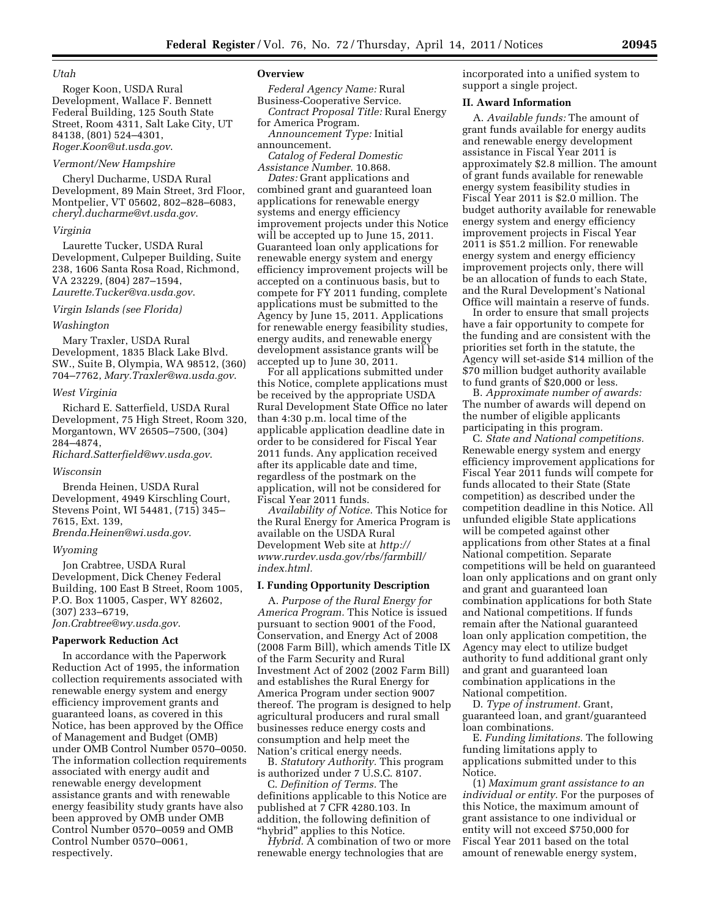*Utah*

Roger Koon, USDA Rural Development, Wallace F. Bennett Federal Building, 125 South State Street, Room 4311, Salt Lake City, UT 84138, (801) 524–4301, *Roger.Koon@ut.usda.gov*.

*Vermont/New Hampshire*

Cheryl Ducharme, USDA Rural Development, 89 Main Street, 3rd Floor, Montpelier, VT 05602, 802–828–6083, *cheryl.ducharme@vt.usda.gov*.

*Virginia*

Laurette Tucker, USDA Rural Development, Culpeper Building, Suite 238, 1606 Santa Rosa Road, Richmond, VA 23229, (804) 287–1594, *Laurette.Tucker@va.usda.gov*.

*Virgin Islands (see Florida)*

*Washington*

Mary Traxler, USDA Rural Development, 1835 Black Lake Blvd. SW., Suite B, Olympia, WA 98512, (360) 704–7762, *Mary.Traxler@wa.usda.gov*.

*West Virginia*

Richard E. Satterfield, USDA Rural Development, 75 High Street, Room 320, Morgantown, WV 26505–7500, (304) 284–4874, *Richard.Satterfield@wv.usda.gov*.

*Wisconsin*

Brenda Heinen, USDA Rural Development, 4949 Kirschling Court, Stevens Point, WI 54481, (715) 345–7615, Ext. 139, *Brenda.Heinen@wi.usda.gov*.

*Wyoming*

Jon Crabtree, USDA Rural Development, Dick Cheney Federal Building, 100 East B Street, Room 1005, P.O. Box 11005, Casper, WY 82602, (307) 233–6719, *Jon.Crabtree@wy.usda.gov*.

## Paperwork Reduction Act

In accordance with the Paperwork Reduction Act of 1995, the information collection requirements associated with renewable energy system and energy efficiency improvement grants and guaranteed loans, as covered in this Notice, has been approved by the Office of Management and Budget (OMB) under OMB Control Number 0570–0050. The information collection requirements associated with energy audit and renewable energy development assistance grants and with renewable energy feasibility study grants have also been approved by OMB under OMB Control Number 0570–0059 and OMB Control Number 0570–0061, respectively.

## Overview

*Federal Agency Name:* Rural Business-Cooperative Service.

*Contract Proposal Title:* Rural Energy for America Program.

*Announcement Type:* Initial announcement.

*Catalog of Federal Domestic Assistance Number.* 10.868.

*Dates:* Grant applications and combined grant and guaranteed loan applications for renewable energy systems and energy efficiency improvement projects under this Notice will be accepted up to June 15, 2011. Guaranteed loan only applications for renewable energy system and energy efficiency improvement projects will be accepted on a continuous basis, but to compete for FY 2011 funding, complete applications must be submitted to the Agency by June 15, 2011. Applications for renewable energy feasibility studies, energy audits, and renewable energy development assistance grants will be accepted up to June 30, 2011.

For all applications submitted under this Notice, complete applications must be received by the appropriate USDA Rural Development State Office no later than 4:30 p.m. local time of the applicable application deadline date in order to be considered for Fiscal Year 2011 funds. Any application received after its applicable date and time, regardless of the postmark on the application, will not be considered for Fiscal Year 2011 funds.

*Availability of Notice.* This Notice for the Rural Energy for America Program is available on the USDA Rural Development Web site at *http://www.rurdev.usda.gov/rbs/farmbill/index.html.*

## I. Funding Opportunity Description

A. *Purpose of the Rural Energy for America Program.* This Notice is issued pursuant to section 9001 of the Food, Conservation, and Energy Act of 2008 (2008 Farm Bill), which amends Title IX of the Farm Security and Rural Investment Act of 2002 (2002 Farm Bill) and establishes the Rural Energy for America Program under section 9007 thereof. The program is designed to help agricultural producers and rural small businesses reduce energy costs and consumption and help meet the Nation's critical energy needs.

B. *Statutory Authority.* This program is authorized under 7 U.S.C. 8107.

C. *Definition of Terms.* The definitions applicable to this Notice are published at 7 CFR 4280.103. In addition, the following definition of "hybrid" applies to this Notice.

*Hybrid.* A combination of two or more renewable energy technologies that are incorporated into a unified system to support a single project.

## II. Award Information

A. *Available funds:* The amount of grant funds available for energy audits and renewable energy development assistance in Fiscal Year 2011 is approximately $2.8 million. The amount of grant funds available for renewable energy system feasibility studies in Fiscal Year 2011 is $2.0 million. The budget authority available for renewable energy system and energy efficiency improvement projects in Fiscal Year 2011 is $51.2 million. For renewable energy system and energy efficiency improvement projects only, there will be an allocation of funds to each State, and the Rural Development's National Office will maintain a reserve of funds.

In order to ensure that small projects have a fair opportunity to compete for the funding and are consistent with the priorities set forth in the statute, the Agency will set-aside $14 million of the $70 million budget authority available to fund grants of $20,000 or less.

B. *Approximate number of awards:* The number of awards will depend on the number of eligible applicants participating in this program.

C. *State and National competitions.* Renewable energy system and energy efficiency improvement applications for Fiscal Year 2011 funds will compete for funds allocated to their State (State competition) as described under the competition deadline in this Notice. All unfunded eligible State applications will be competed against other applications from other States at a final National competition. Separate competitions will be held on guaranteed loan only applications and on grant only and grant and guaranteed loan combination applications for both State and National competitions. If funds remain after the National guaranteed loan only application competition, the Agency may elect to utilize budget authority to fund additional grant only and grant and guaranteed loan combination applications in the National competition.

D. *Type of instrument.* Grant, guaranteed loan, and grant/guaranteed loan combinations.

E. *Funding limitations.* The following funding limitations apply to applications submitted under to this Notice.

(1) *Maximum grant assistance to an individual or entity.* For the purposes of this Notice, the maximum amount of grant assistance to one individual or entity will not exceed $750,000 for Fiscal Year 2011 based on the total amount of renewable energy system,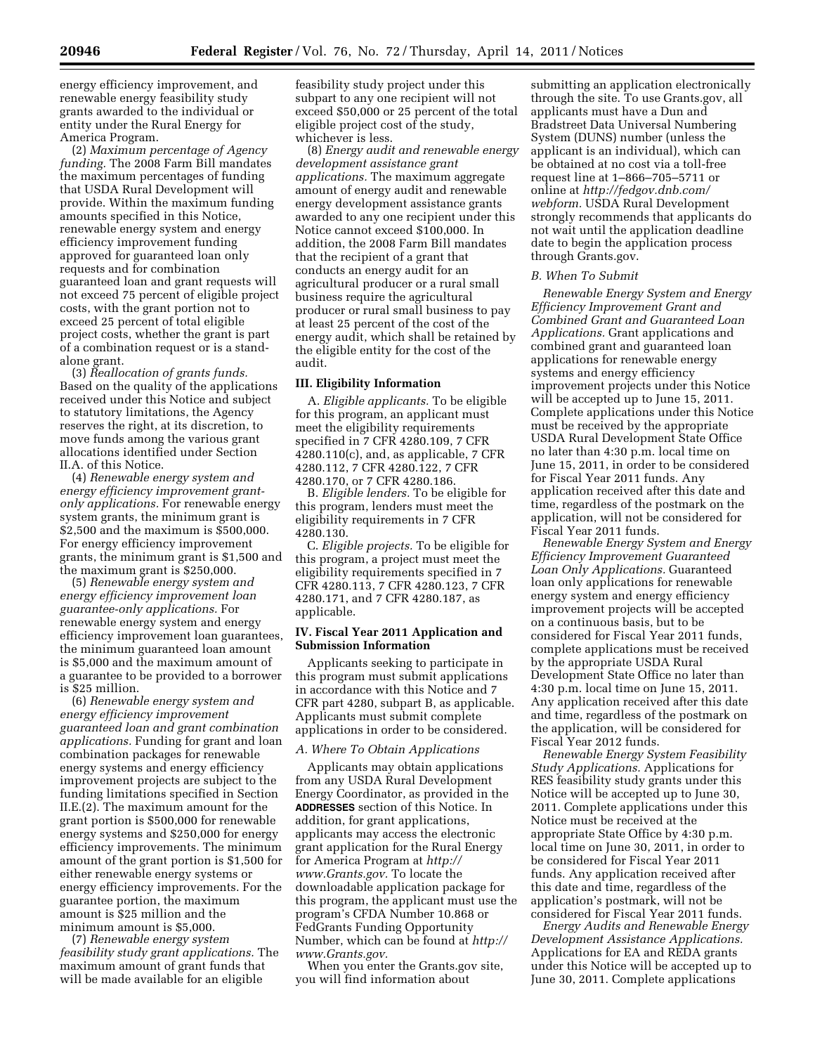energy efficiency improvement, and renewable energy feasibility study grants awarded to the individual or entity under the Rural Energy for America Program.

(2) *Maximum percentage of Agency funding.* The 2008 Farm Bill mandates the maximum percentages of funding that USDA Rural Development will provide. Within the maximum funding amounts specified in this Notice, renewable energy system and energy efficiency improvement funding approved for guaranteed loan only requests and for combination guaranteed loan and grant requests will not exceed 75 percent of eligible project costs, with the grant portion not to exceed 25 percent of total eligible project costs, whether the grant is part of a combination request or is a stand-alone grant.

(3) *Reallocation of grants funds.* Based on the quality of the applications received under this Notice and subject to statutory limitations, the Agency reserves the right, at its discretion, to move funds among the various grant allocations identified under Section II.A. of this Notice.

(4) *Renewable energy system and energy efficiency improvement grant-only applications.* For renewable energy system grants, the minimum grant is $2,500 and the maximum is $500,000. For energy efficiency improvement grants, the minimum grant is $1,500 and the maximum grant is $250,000.

(5) *Renewable energy system and energy efficiency improvement loan guarantee-only applications.* For renewable energy system and energy efficiency improvement loan guarantees, the minimum guaranteed loan amount is $5,000 and the maximum amount of a guarantee to be provided to a borrower is $25 million.

(6) *Renewable energy system and energy efficiency improvement guaranteed loan and grant combination applications.* Funding for grant and loan combination packages for renewable energy systems and energy efficiency improvement projects are subject to the funding limitations specified in Section II.E.(2). The maximum amount for the grant portion is $500,000 for renewable energy systems and $250,000 for energy efficiency improvements. The minimum amount of the grant portion is $1,500 for either renewable energy systems or energy efficiency improvements. For the guarantee portion, the maximum amount is $25 million and the minimum amount is $5,000.

(7) *Renewable energy system feasibility study grant applications.* The maximum amount of grant funds that will be made available for an eligible feasibility study project under this subpart to any one recipient will not exceed $50,000 or 25 percent of the total eligible project cost of the study, whichever is less.

(8) *Energy audit and renewable energy development assistance grant applications.* The maximum aggregate amount of energy audit and renewable energy development assistance grants awarded to any one recipient under this Notice cannot exceed $100,000. In addition, the 2008 Farm Bill mandates that the recipient of a grant that conducts an energy audit for an agricultural producer or a rural small business require the agricultural producer or rural small business to pay at least 25 percent of the cost of the energy audit, which shall be retained by the eligible entity for the cost of the audit.

## III. Eligibility Information

A. *Eligible applicants.* To be eligible for this program, an applicant must meet the eligibility requirements specified in 7 CFR 4280.109, 7 CFR 4280.110(c), and, as applicable, 7 CFR 4280.112, 7 CFR 4280.122, 7 CFR 4280.170, or 7 CFR 4280.186.

B. *Eligible lenders.* To be eligible for this program, lenders must meet the eligibility requirements in 7 CFR 4280.130.

C. *Eligible projects.* To be eligible for this program, a project must meet the eligibility requirements specified in 7 CFR 4280.113, 7 CFR 4280.123, 7 CFR 4280.171, and 7 CFR 4280.187, as applicable.

## IV. Fiscal Year 2011 Application and Submission Information

Applicants seeking to participate in this program must submit applications in accordance with this Notice and 7 CFR part 4280, subpart B, as applicable. Applicants must submit complete applications in order to be considered.

### *A. Where To Obtain Applications*

Applicants may obtain applications from any USDA Rural Development Energy Coordinator, as provided in the **ADDRESSES** section of this Notice. In addition, for grant applications, applicants may access the electronic grant application for the Rural Energy for America Program at *http://www.Grants.gov.* To locate the downloadable application package for this program, the applicant must use the program's CFDA Number 10.868 or FedGrants Funding Opportunity Number, which can be found at *http://www.Grants.gov.*

When you enter the Grants.gov site, you will find information about submitting an application electronically through the site. To use Grants.gov, all applicants must have a Dun and Bradstreet Data Universal Numbering System (DUNS) number (unless the applicant is an individual), which can be obtained at no cost via a toll-free request line at 1–866–705–5711 or online at *http://fedgov.dnb.com/webform.* USDA Rural Development strongly recommends that applicants do not wait until the application deadline date to begin the application process through Grants.gov.

### *B. When To Submit*

*Renewable Energy System and Energy Efficiency Improvement Grant and Combined Grant and Guaranteed Loan Applications.* Grant applications and combined grant and guaranteed loan applications for renewable energy systems and energy efficiency improvement projects under this Notice will be accepted up to June 15, 2011. Complete applications under this Notice must be received by the appropriate USDA Rural Development State Office no later than 4:30 p.m. local time on June 15, 2011, in order to be considered for Fiscal Year 2011 funds. Any application received after this date and time, regardless of the postmark on the application, will not be considered for Fiscal Year 2011 funds.

*Renewable Energy System and Energy Efficiency Improvement Guaranteed Loan Only Applications.* Guaranteed loan only applications for renewable energy system and energy efficiency improvement projects will be accepted on a continuous basis, but to be considered for Fiscal Year 2011 funds, complete applications must be received by the appropriate USDA Rural Development State Office no later than 4:30 p.m. local time on June 15, 2011. Any application received after this date and time, regardless of the postmark on the application, will be considered for Fiscal Year 2012 funds.

*Renewable Energy System Feasibility Study Applications.* Applications for RES feasibility study grants under this Notice will be accepted up to June 30, 2011. Complete applications under this Notice must be received at the appropriate State Office by 4:30 p.m. local time on June 30, 2011, in order to be considered for Fiscal Year 2011 funds. Any application received after this date and time, regardless of the application's postmark, will not be considered for Fiscal Year 2011 funds.

*Energy Audits and Renewable Energy Development Assistance Applications.* Applications for EA and REDA grants under this Notice will be accepted up to June 30, 2011. Complete applications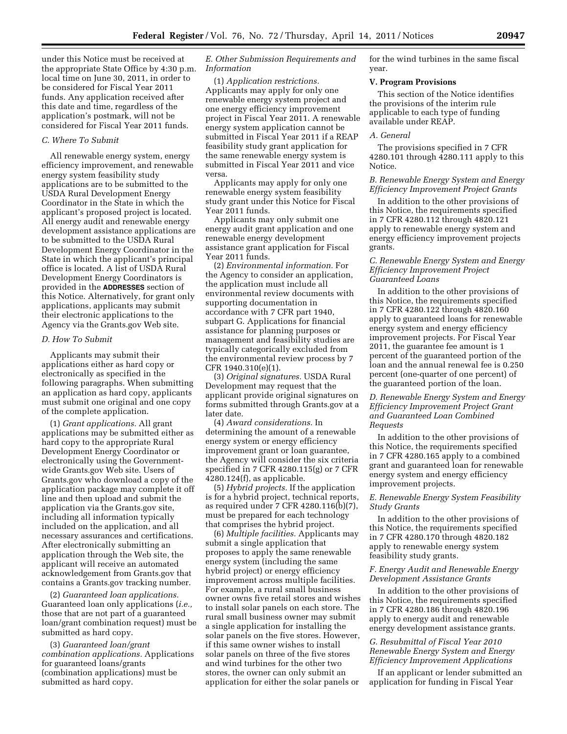under this Notice must be received at the appropriate State Office by 4:30 p.m. local time on June 30, 2011, in order to be considered for Fiscal Year 2011 funds. Any application received after this date and time, regardless of the application's postmark, will not be considered for Fiscal Year 2011 funds.

### C. Where To Submit

All renewable energy system, energy efficiency improvement, and renewable energy system feasibility study applications are to be submitted to the USDA Rural Development Energy Coordinator in the State in which the applicant's proposed project is located. All energy audit and renewable energy development assistance applications are to be submitted to the USDA Rural Development Energy Coordinator in the State in which the applicant's principal office is located. A list of USDA Rural Development Energy Coordinators is provided in the **ADDRESSES** section of this Notice. Alternatively, for grant only applications, applicants may submit their electronic applications to the Agency via the Grants.gov Web site.

### D. How To Submit

Applicants may submit their applications either as hard copy or electronically as specified in the following paragraphs. When submitting an application as hard copy, applicants must submit one original and one copy of the complete application.

(1) *Grant applications.* All grant applications may be submitted either as hard copy to the appropriate Rural Development Energy Coordinator or electronically using the Government-wide Grants.gov Web site. Users of Grants.gov who download a copy of the application package may complete it off line and then upload and submit the application via the Grants.gov site, including all information typically included on the application, and all necessary assurances and certifications. After electronically submitting an application through the Web site, the applicant will receive an automated acknowledgement from Grants.gov that contains a Grants.gov tracking number.

(2) *Guaranteed loan applications.* Guaranteed loan only applications (*i.e.,* those that are not part of a guaranteed loan/grant combination request) must be submitted as hard copy.

(3) *Guaranteed loan/grant combination applications.* Applications for guaranteed loans/grants (combination applications) must be submitted as hard copy.

### E. Other Submission Requirements and Information

(1) *Application restrictions.* Applicants may apply for only one renewable energy system project and one energy efficiency improvement project in Fiscal Year 2011. A renewable energy system application cannot be submitted in Fiscal Year 2011 if a REAP feasibility study grant application for the same renewable energy system is submitted in Fiscal Year 2011 and vice versa.

Applicants may apply for only one renewable energy system feasibility study grant under this Notice for Fiscal Year 2011 funds.

Applicants may only submit one energy audit grant application and one renewable energy development assistance grant application for Fiscal Year 2011 funds.

(2) *Environmental information.* For the Agency to consider an application, the application must include all environmental review documents with supporting documentation in accordance with 7 CFR part 1940, subpart G. Applications for financial assistance for planning purposes or management and feasibility studies are typically categorically excluded from the environmental review process by 7 CFR 1940.310(e)(1).

(3) *Original signatures.* USDA Rural Development may request that the applicant provide original signatures on forms submitted through Grants.gov at a later date.

(4) *Award considerations.* In determining the amount of a renewable energy system or energy efficiency improvement grant or loan guarantee, the Agency will consider the six criteria specified in 7 CFR 4280.115(g) or 7 CFR 4280.124(f), as applicable.

(5) *Hybrid projects.* If the application is for a hybrid project, technical reports, as required under 7 CFR 4280.116(b)(7), must be prepared for each technology that comprises the hybrid project.

(6) *Multiple facilities.* Applicants may submit a single application that proposes to apply the same renewable energy system (including the same hybrid project) or energy efficiency improvement across multiple facilities. For example, a rural small business owner owns five retail stores and wishes to install solar panels on each store. The rural small business owner may submit a single application for installing the solar panels on the five stores. However, if this same owner wishes to install solar panels on three of the five stores and wind turbines for the other two stores, the owner can only submit an application for either the solar panels or for the wind turbines in the same fiscal year.

## V. Program Provisions

This section of the Notice identifies the provisions of the interim rule applicable to each type of funding available under REAP.

### A. General

The provisions specified in 7 CFR 4280.101 through 4280.111 apply to this Notice.

### B. Renewable Energy System and Energy Efficiency Improvement Project Grants

In addition to the other provisions of this Notice, the requirements specified in 7 CFR 4280.112 through 4820.121 apply to renewable energy system and energy efficiency improvement projects grants.

### C. Renewable Energy System and Energy Efficiency Improvement Project Guaranteed Loans

In addition to the other provisions of this Notice, the requirements specified in 7 CFR 4280.122 through 4820.160 apply to guaranteed loans for renewable energy system and energy efficiency improvement projects. For Fiscal Year 2011, the guarantee fee amount is 1 percent of the guaranteed portion of the loan and the annual renewal fee is 0.250 percent (one-quarter of one percent) of the guaranteed portion of the loan.

### D. Renewable Energy System and Energy Efficiency Improvement Project Grant and Guaranteed Loan Combined Requests

In addition to the other provisions of this Notice, the requirements specified in 7 CFR 4280.165 apply to a combined grant and guaranteed loan for renewable energy system and energy efficiency improvement projects.

### E. Renewable Energy System Feasibility Study Grants

In addition to the other provisions of this Notice, the requirements specified in 7 CFR 4280.170 through 4820.182 apply to renewable energy system feasibility study grants.

### F. Energy Audit and Renewable Energy Development Assistance Grants

In addition to the other provisions of this Notice, the requirements specified in 7 CFR 4280.186 through 4820.196 apply to energy audit and renewable energy development assistance grants.

### G. Resubmittal of Fiscal Year 2010 Renewable Energy System and Energy Efficiency Improvement Applications

If an applicant or lender submitted an application for funding in Fiscal Year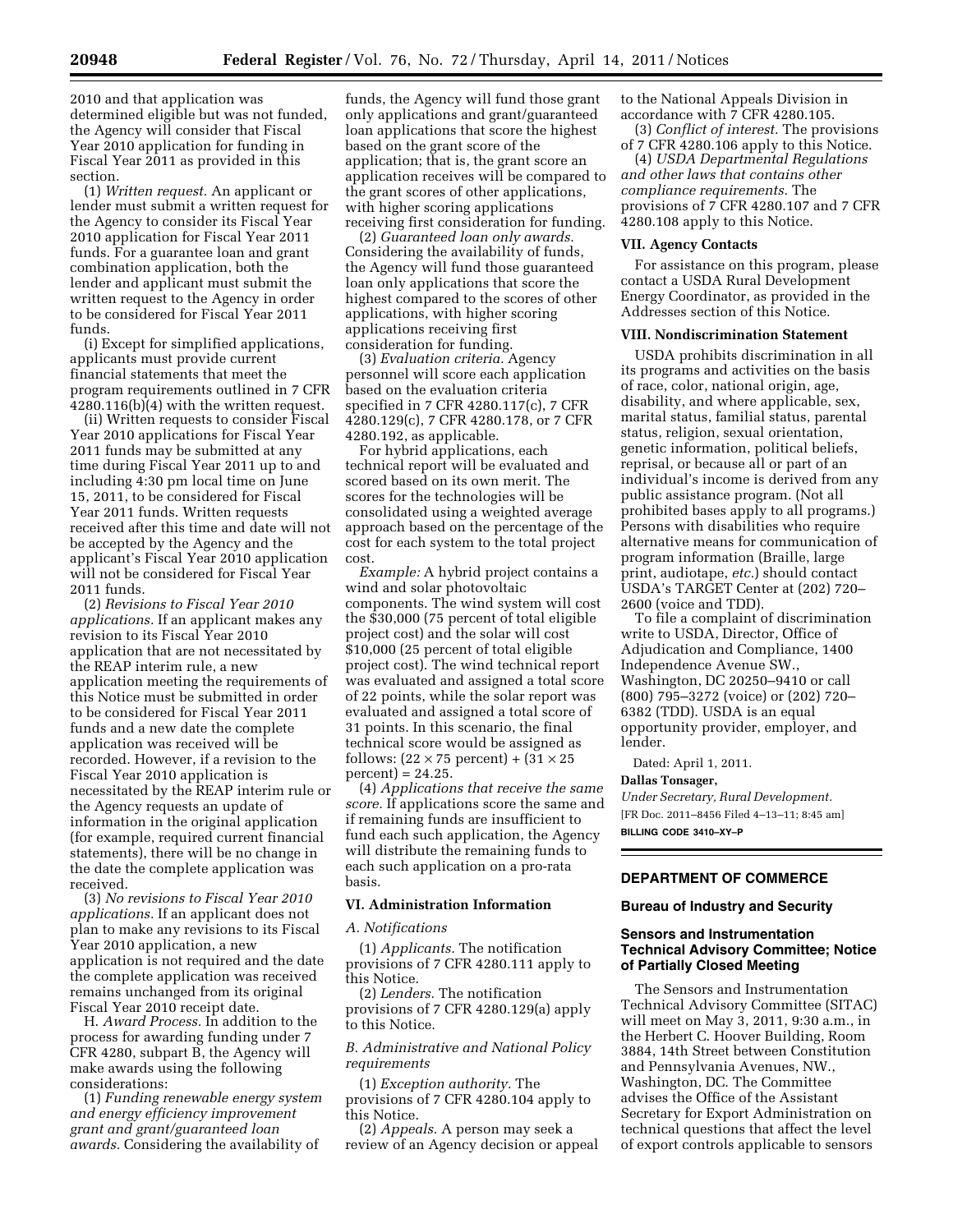2010 and that application was determined eligible but was not funded, the Agency will consider that Fiscal Year 2010 application for funding in Fiscal Year 2011 as provided in this section.

(1) *Written request.* An applicant or lender must submit a written request for the Agency to consider its Fiscal Year 2010 application for Fiscal Year 2011 funds. For a guarantee loan and grant combination application, both the lender and applicant must submit the written request to the Agency in order to be considered for Fiscal Year 2011 funds.

(i) Except for simplified applications, applicants must provide current financial statements that meet the program requirements outlined in 7 CFR 4280.116(b)(4) with the written request.

(ii) Written requests to consider Fiscal Year 2010 applications for Fiscal Year 2011 funds may be submitted at any time during Fiscal Year 2011 up to and including 4:30 pm local time on June 15, 2011, to be considered for Fiscal Year 2011 funds. Written requests received after this time and date will not be accepted by the Agency and the applicant's Fiscal Year 2010 application will not be considered for Fiscal Year 2011 funds.

(2) *Revisions to Fiscal Year 2010 applications.* If an applicant makes any revision to its Fiscal Year 2010 application that are not necessitated by the REAP interim rule, a new application meeting the requirements of this Notice must be submitted in order to be considered for Fiscal Year 2011 funds and a new date the complete application was received will be recorded. However, if a revision to the Fiscal Year 2010 application is necessitated by the REAP interim rule or the Agency requests an update of information in the original application (for example, required current financial statements), there will be no change in the date the complete application was received.

(3) *No revisions to Fiscal Year 2010 applications.* If an applicant does not plan to make any revisions to its Fiscal Year 2010 application, a new application is not required and the date the complete application was received remains unchanged from its original Fiscal Year 2010 receipt date.

H. *Award Process.* In addition to the process for awarding funding under 7 CFR 4280, subpart B, the Agency will make awards using the following considerations:

(1) *Funding renewable energy system and energy efficiency improvement grant and grant/guaranteed loan awards.* Considering the availability of funds, the Agency will fund those grant only applications and grant/guaranteed loan applications that score the highest based on the grant score of the application; that is, the grant score an application receives will be compared to the grant scores of other applications, with higher scoring applications receiving first consideration for funding.

(2) *Guaranteed loan only awards.* Considering the availability of funds, the Agency will fund those guaranteed loan only applications that score the highest compared to the scores of other applications, with higher scoring applications receiving first consideration for funding.

(3) *Evaluation criteria.* Agency personnel will score each application based on the evaluation criteria specified in 7 CFR 4280.117(c), 7 CFR 4280.129(c), 7 CFR 4280.178, or 7 CFR 4280.192, as applicable.

For hybrid applications, each technical report will be evaluated and scored based on its own merit. The scores for the technologies will be consolidated using a weighted average approach based on the percentage of the cost for each system to the total project cost.

*Example:* A hybrid project contains a wind and solar photovoltaic components. The wind system will cost the $30,000 (75 percent of total eligible project cost) and the solar will cost $10,000 (25 percent of total eligible project cost). The wind technical report was evaluated and assigned a total score of 22 points, while the solar report was evaluated and assigned a total score of 31 points. In this scenario, the final technical score would be assigned as follows: $(22 \times 75 \text{ percent}) + (31 \times 25 \text{ percent}) = 24.25$.

(4) *Applications that receive the same score.* If applications score the same and if remaining funds are insufficient to fund each such application, the Agency will distribute the remaining funds to each such application on a pro-rata basis.

## VI. Administration Information

### *A. Notifications*

(1) *Applicants.* The notification provisions of 7 CFR 4280.111 apply to this Notice.

(2) *Lenders.* The notification provisions of 7 CFR 4280.129(a) apply to this Notice.

### *B. Administrative and National Policy requirements*

(1) *Exception authority.* The provisions of 7 CFR 4280.104 apply to this Notice.

(2) *Appeals.* A person may seek a review of an Agency decision or appeal to the National Appeals Division in accordance with 7 CFR 4280.105.

(3) *Conflict of interest.* The provisions of 7 CFR 4280.106 apply to this Notice.

(4) *USDA Departmental Regulations and other laws that contains other compliance requirements.* The provisions of 7 CFR 4280.107 and 7 CFR 4280.108 apply to this Notice.

## VII. Agency Contacts

For assistance on this program, please contact a USDA Rural Development Energy Coordinator, as provided in the Addresses section of this Notice.

## VIII. Nondiscrimination Statement

USDA prohibits discrimination in all its programs and activities on the basis of race, color, national origin, age, disability, and where applicable, sex, marital status, familial status, parental status, religion, sexual orientation, genetic information, political beliefs, reprisal, or because all or part of an individual's income is derived from any public assistance program. (Not all prohibited bases apply to all programs.) Persons with disabilities who require alternative means for communication of program information (Braille, large print, audiotape, *etc.*) should contact USDA's TARGET Center at (202) 720–2600 (voice and TDD).

To file a complaint of discrimination write to USDA, Director, Office of Adjudication and Compliance, 1400 Independence Avenue SW., Washington, DC 20250–9410 or call (800) 795–3272 (voice) or (202) 720–6382 (TDD). USDA is an equal opportunity provider, employer, and lender.

Dated: April 1, 2011.

**Dallas Tonsager,**

*Under Secretary, Rural Development.*

[FR Doc. 2011–8456 Filed 4–13–11; 8:45 am]

**BILLING CODE 3410–XY–P**

# DEPARTMENT OF COMMERCE

## Bureau of Industry and Security

### Sensors and Instrumentation Technical Advisory Committee; Notice of Partially Closed Meeting

The Sensors and Instrumentation Technical Advisory Committee (SITAC) will meet on May 3, 2011, 9:30 a.m., in the Herbert C. Hoover Building, Room 3884, 14th Street between Constitution and Pennsylvania Avenues, NW., Washington, DC. The Committee advises the Office of the Assistant Secretary for Export Administration on technical questions that affect the level of export controls applicable to sensors